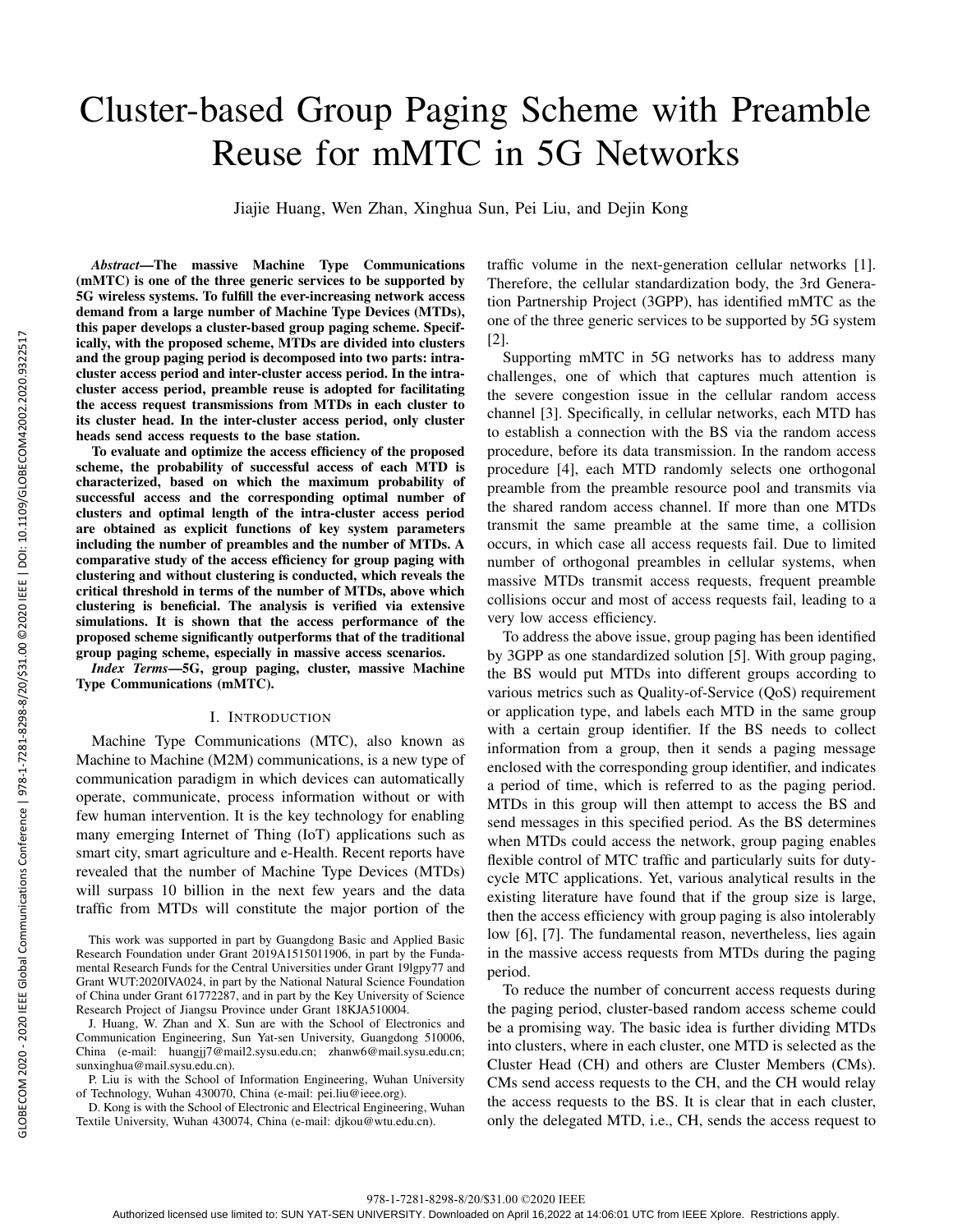# Cluster-based Group Paging Scheme with Preamble Reuse for mMTC in 5G Networks

Jiajie Huang, Wen Zhan, Xinghua Sun, Pei Liu, and Dejin Kong

***Abstract*—The massive Machine Type Communications (mMTC) is one of the three generic services to be supported by 5G wireless systems. To fulfill the ever-increasing network access demand from a large number of Machine Type Devices (MTDs), this paper develops a cluster-based group paging scheme. Specifically, with the proposed scheme, MTDs are divided into clusters and the group paging period is decomposed into two parts: intra-cluster access period and inter-cluster access period. In the intra-cluster access period, preamble reuse is adopted for facilitating the access request transmissions from MTDs in each cluster to its cluster head. In the inter-cluster access period, only cluster heads send access requests to the base station.**

**To evaluate and optimize the access efficiency of the proposed scheme, the probability of successful access of each MTD is characterized, based on which the maximum probability of successful access and the corresponding optimal number of clusters and optimal length of the intra-cluster access period are obtained as explicit functions of key system parameters including the number of preambles and the number of MTDs. A comparative study of the access efficiency for group paging with clustering and without clustering is conducted, which reveals the critical threshold in terms of the number of MTDs, above which clustering is beneficial. The analysis is verified via extensive simulations. It is shown that the access performance of the proposed scheme significantly outperforms that of the traditional group paging scheme, especially in massive access scenarios.**

***Index Terms*—5G, group paging, cluster, massive Machine Type Communications (mMTC).**

## I. Introduction

Machine Type Communications (MTC), also known as Machine to Machine (M2M) communications, is a new type of communication paradigm in which devices can automatically operate, communicate, process information without or with few human intervention. It is the key technology for enabling many emerging Internet of Thing (IoT) applications such as smart city, smart agriculture and e-Health. Recent reports have revealed that the number of Machine Type Devices (MTDs) will surpass 10 billion in the next few years and the data traffic from MTDs will constitute the major portion of the traffic volume in the next-generation cellular networks [1]. Therefore, the cellular standardization body, the 3rd Generation Partnership Project (3GPP), has identified mMTC as the one of the three generic services to be supported by 5G system [2].

Supporting mMTC in 5G networks has to address many challenges, one of which that captures much attention is the severe congestion issue in the cellular random access channel [3]. Specifically, in cellular networks, each MTD has to establish a connection with the BS via the random access procedure, before its data transmission. In the random access procedure [4], each MTD randomly selects one orthogonal preamble from the preamble resource pool and transmits via the shared random access channel. If more than one MTDs transmit the same preamble at the same time, a collision occurs, in which case all access requests fail. Due to limited number of orthogonal preambles in cellular systems, when massive MTDs transmit access requests, frequent preamble collisions occur and most of access requests fail, leading to a very low access efficiency.

To address the above issue, group paging has been identified by 3GPP as one standardized solution [5]. With group paging, the BS would put MTDs into different groups according to various metrics such as Quality-of-Service (QoS) requirement or application type, and labels each MTD in the same group with a certain group identifier. If the BS needs to collect information from a group, then it sends a paging message enclosed with the corresponding group identifier, and indicates a period of time, which is referred to as the paging period. MTDs in this group will then attempt to access the BS and send messages in this specified period. As the BS determines when MTDs could access the network, group paging enables flexible control of MTC traffic and particularly suits for duty-cycle MTC applications. Yet, various analytical results in the existing literature have found that if the group size is large, then the access efficiency with group paging is also intolerably low [6], [7]. The fundamental reason, nevertheless, lies again in the massive access requests from MTDs during the paging period.

To reduce the number of concurrent access requests during the paging period, cluster-based random access scheme could be a promising way. The basic idea is further dividing MTDs into clusters, where in each cluster, one MTD is selected as the Cluster Head (CH) and others are Cluster Members (CMs). CMs send access requests to the CH, and the CH would relay the access requests to the BS. It is clear that in each cluster, only the delegated MTD, i.e., CH, sends the access request to

This work was supported in part by Guangdong Basic and Applied Basic Research Foundation under Grant 2019A1515011906, in part by the Fundamental Research Funds for the Central Universities under Grant 19lgpy77 and Grant WUT:2020IVA024, in part by the National Natural Science Foundation of China under Grant 61772287, and in part by the Key University of Science Research Project of Jiangsu Province under Grant 18KJA510004.

J. Huang, W. Zhan and X. Sun are with the School of Electronics and Communication Engineering, Sun Yat-sen University, Guangdong 510006, China (e-mail: huangjj7@mail2.sysu.edu.cn; zhanw6@mail.sysu.edu.cn; sunxinghua@mail.sysu.edu.cn).

P. Liu is with the School of Information Engineering, Wuhan University of Technology, Wuhan 430070, China (e-mail: pei.liu@ieee.org).

D. Kong is with the School of Electronic and Electrical Engineering, Wuhan Textile University, Wuhan 430074, China (e-mail: djkou@wtu.edu.cn).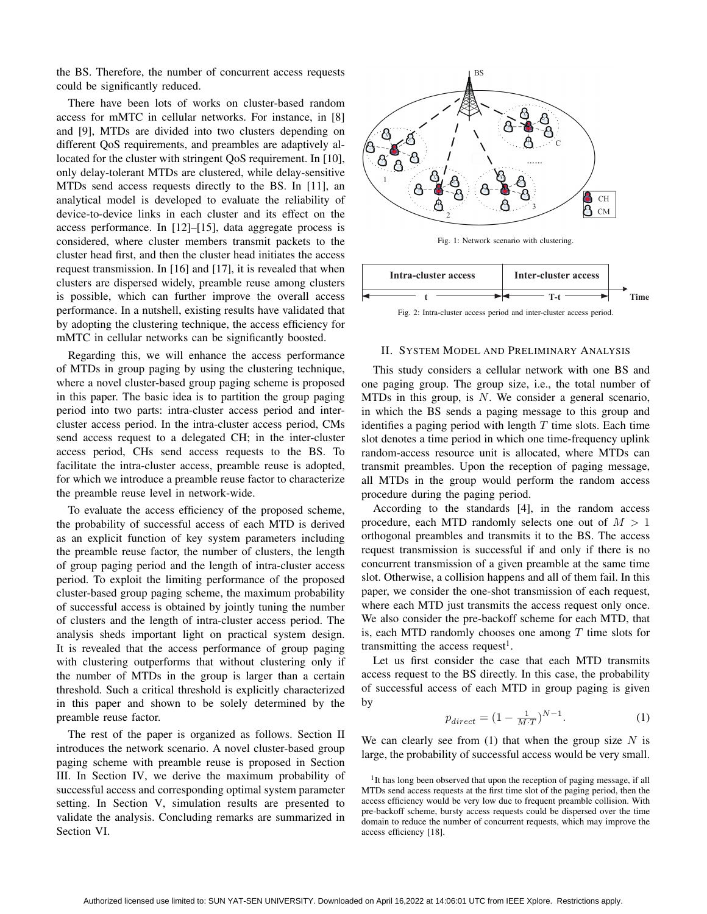the BS. Therefore, the number of concurrent access requests could be significantly reduced.

There have been lots of works on cluster-based random access for mMTC in cellular networks. For instance, in [8] and [9], MTDs are divided into two clusters depending on different QoS requirements, and preambles are adaptively allocated for the cluster with stringent QoS requirement. In [10], only delay-tolerant MTDs are clustered, while delay-sensitive MTDs send access requests directly to the BS. In [11], an analytical model is developed to evaluate the reliability of device-to-device links in each cluster and its effect on the access performance. In [12]–[15], data aggregate process is considered, where cluster members transmit packets to the cluster head first, and then the cluster head initiates the access request transmission. In [16] and [17], it is revealed that when clusters are dispersed widely, preamble reuse among clusters is possible, which can further improve the overall access performance. In a nutshell, existing results have validated that by adopting the clustering technique, the access efficiency for mMTC in cellular networks can be significantly boosted.

Regarding this, we will enhance the access performance of MTDs in group paging by using the clustering technique, where a novel cluster-based group paging scheme is proposed in this paper. The basic idea is to partition the group paging period into two parts: intra-cluster access period and inter-cluster access period. In the intra-cluster access period, CMs send access request to a delegated CH; in the inter-cluster access period, CHs send access requests to the BS. To facilitate the intra-cluster access, preamble reuse is adopted, for which we introduce a preamble reuse factor to characterize the preamble reuse level in network-wide.

To evaluate the access efficiency of the proposed scheme, the probability of successful access of each MTD is derived as an explicit function of key system parameters including the preamble reuse factor, the number of clusters, the length of group paging period and the length of intra-cluster access period. To exploit the limiting performance of the proposed cluster-based group paging scheme, the maximum probability of successful access is obtained by jointly tuning the number of clusters and the length of intra-cluster access period. The analysis sheds important light on practical system design. It is revealed that the access performance of group paging with clustering outperforms that without clustering only if the number of MTDs in the group is larger than a certain threshold. Such a critical threshold is explicitly characterized in this paper and shown to be solely determined by the preamble reuse factor.

The rest of the paper is organized as follows. Section II introduces the network scenario. A novel cluster-based group paging scheme with preamble reuse is proposed in Section III. In Section IV, we derive the maximum probability of successful access and corresponding optimal system parameter setting. In Section V, simulation results are presented to validate the analysis. Concluding remarks are summarized in Section VI.

Fig. 1: Network scenario with clustering.

| Intra-cluster access | Inter-cluster access |
|---|---|
| $t$ | $T$-$t$ |

Fig. 2: Intra-cluster access period and inter-cluster access period.

## II. System Model and Preliminary Analysis

This study considers a cellular network with one BS and one paging group. The group size, i.e., the total number of MTDs in this group, is $N$. We consider a general scenario, in which the BS sends a paging message to this group and identifies a paging period with length $T$ time slots. Each time slot denotes a time period in which one time-frequency uplink random-access resource unit is allocated, where MTDs can transmit preambles. Upon the reception of paging message, all MTDs in the group would perform the random access procedure during the paging period.

According to the standards [4], in the random access procedure, each MTD randomly selects one out of $M > 1$ orthogonal preambles and transmits it to the BS. The access request transmission is successful if and only if there is no concurrent transmission of a given preamble at the same time slot. Otherwise, a collision happens and all of them fail. In this paper, we consider the one-shot transmission of each request, where each MTD just transmits the access request only once. We also consider the pre-backoff scheme for each MTD, that is, each MTD randomly chooses one among $T$ time slots for transmitting the access request[1].

Let us first consider the case that each MTD transmits access request to the BS directly. In this case, the probability of successful access of each MTD in group paging is given by

$$p_{direct} = (1 - \tfrac{1}{M \cdot T})^{N-1}. \tag{1}$$

We can clearly see from (1) that when the group size $N$ is large, the probability of successful access would be very small.

[1] It has long been observed that upon the reception of paging message, if all MTDs send access requests at the first time slot of the paging period, then the access efficiency would be very low due to frequent preamble collision. With pre-backoff scheme, bursty access requests could be dispersed over the time domain to reduce the number of concurrent requests, which may improve the access efficiency [18].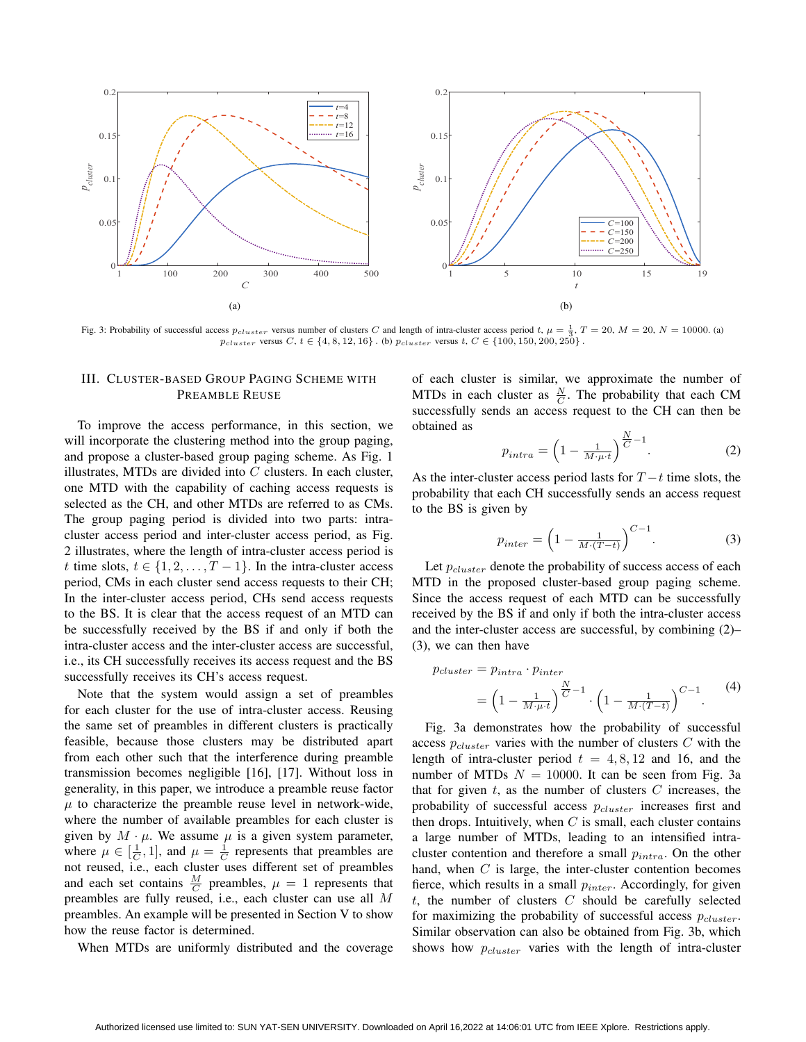Fig. 3: Probability of successful access $p_{cluster}$ versus number of clusters $C$ and length of intra-cluster access period $t$, $\mu = \frac{1}{3}$, $T = 20$, $M = 20$, $N = 10000$. (a) $p_{cluster}$ versus $C$, $t \in \{4, 8, 12, 16\}$ . (b) $p_{cluster}$ versus $t$, $C \in \{100, 150, 200, 250\}$ .

## III. Cluster-based Group Paging Scheme with Preamble Reuse

To improve the access performance, in this section, we will incorporate the clustering method into the group paging, and propose a cluster-based group paging scheme. As Fig. 1 illustrates, MTDs are divided into $C$ clusters. In each cluster, one MTD with the capability of caching access requests is selected as the CH, and other MTDs are referred to as CMs. The group paging period is divided into two parts: intra-cluster access period and inter-cluster access period, as Fig. 2 illustrates, where the length of intra-cluster access period is $t$ time slots, $t \in \{1, 2, \ldots, T-1\}$. In the intra-cluster access period, CMs in each cluster send access requests to their CH; In the inter-cluster access period, CHs send access requests to the BS. It is clear that the access request of an MTD can be successfully received by the BS if and only if both the intra-cluster access and the inter-cluster access are successful, i.e., its CH successfully receives its access request and the BS successfully receives its CH's access request.

Note that the system would assign a set of preambles for each cluster for the use of intra-cluster access. Reusing the same set of preambles in different clusters is practically feasible, because those clusters may be distributed apart from each other such that the interference during preamble transmission becomes negligible [16], [17]. Without loss in generality, in this paper, we introduce a preamble reuse factor $\mu$ to characterize the preamble reuse level in network-wide, where the number of available preambles for each cluster is given by $M \cdot \mu$. We assume $\mu$ is a given system parameter, where $\mu \in [\frac{1}{C}, 1]$, and $\mu = \frac{1}{C}$ represents that preambles are not reused, i.e., each cluster uses different set of preambles and each set contains $\frac{M}{C}$ preambles, $\mu = 1$ represents that preambles are fully reused, i.e., each cluster can use all $M$ preambles. An example will be presented in Section V to show how the reuse factor is determined.

When MTDs are uniformly distributed and the coverage of each cluster is similar, we approximate the number of MTDs in each cluster as $\frac{N}{C}$. The probability that each CM successfully sends an access request to the CH can then be obtained as

$$p_{intra} = \left(1 - \frac{1}{M \cdot \mu \cdot t}\right)^{\frac{N}{C}-1}. \tag{2}$$

As the inter-cluster access period lasts for $T - t$ time slots, the probability that each CH successfully sends an access request to the BS is given by

$$p_{inter} = \left(1 - \frac{1}{M \cdot (T-t)}\right)^{C-1}. \tag{3}$$

Let $p_{cluster}$ denote the probability of success access of each MTD in the proposed cluster-based group paging scheme. Since the access request of each MTD can be successfully received by the BS if and only if both the intra-cluster access and the inter-cluster access are successful, by combining (2)–(3), we can then have

$$\begin{aligned} p_{cluster} &= p_{intra} \cdot p_{inter} \\ &= \left(1 - \frac{1}{M \cdot \mu \cdot t}\right)^{\frac{N}{C}-1} \cdot \left(1 - \frac{1}{M \cdot (T-t)}\right)^{C-1}. \end{aligned} \tag{4}$$

Fig. 3a demonstrates how the probability of successful access $p_{cluster}$ varies with the number of clusters $C$ with the length of intra-cluster period $t = 4, 8, 12$ and 16, and the number of MTDs $N = 10000$. It can be seen from Fig. 3a that for given $t$, as the number of clusters $C$ increases, the probability of successful access $p_{cluster}$ increases first and then drops. Intuitively, when $C$ is small, each cluster contains a large number of MTDs, leading to an intensified intra-cluster contention and therefore a small $p_{intra}$. On the other hand, when $C$ is large, the inter-cluster contention becomes fierce, which results in a small $p_{inter}$. Accordingly, for given $t$, the number of clusters $C$ should be carefully selected for maximizing the probability of successful access $p_{cluster}$. Similar observation can also be obtained from Fig. 3b, which shows how $p_{cluster}$ varies with the length of intra-cluster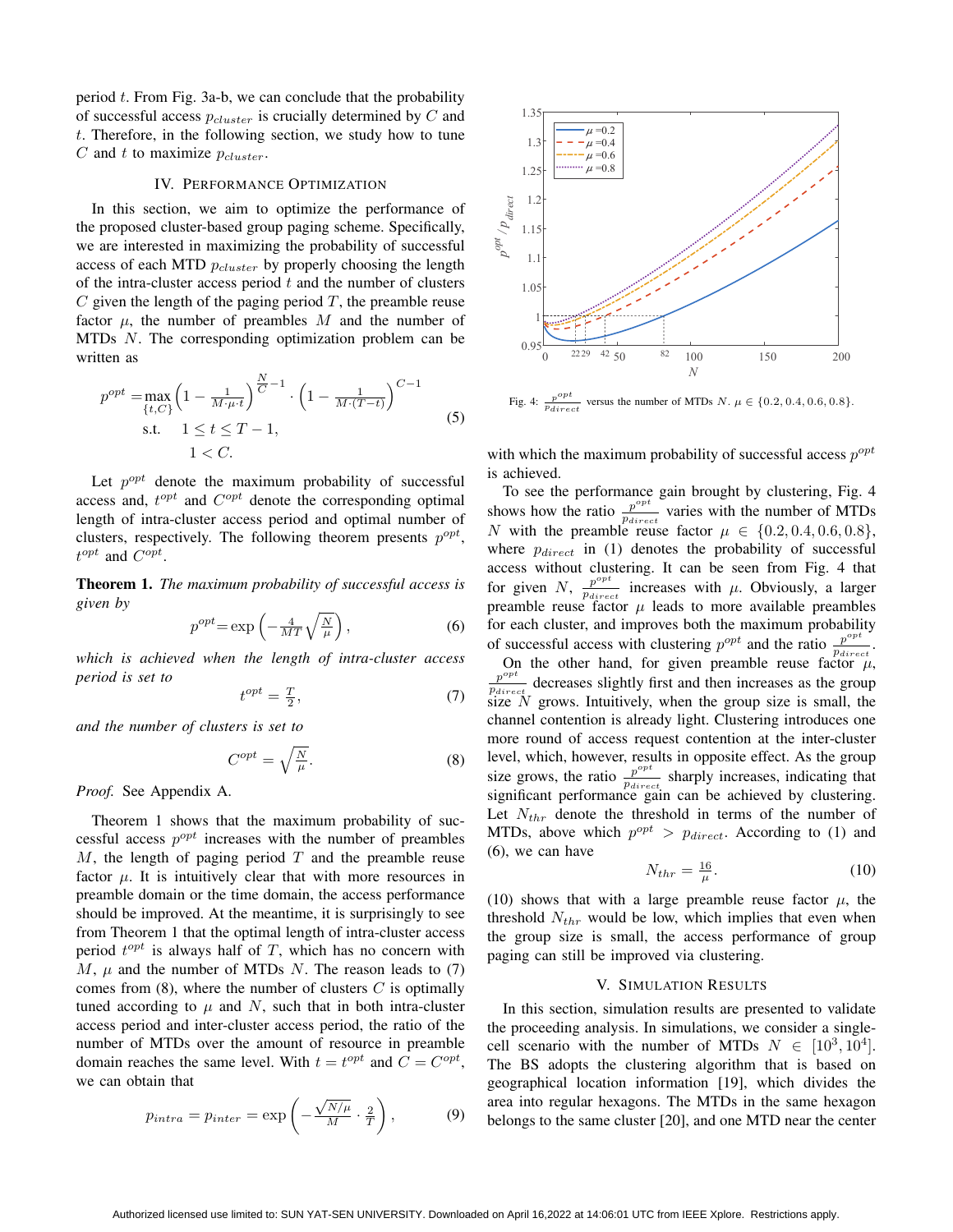period $t$. From Fig. 3a-b, we can conclude that the probability of successful access $p_{cluster}$ is crucially determined by $C$ and $t$. Therefore, in the following section, we study how to tune $C$ and $t$ to maximize $p_{cluster}$.

## IV. Performance Optimization

In this section, we aim to optimize the performance of the proposed cluster-based group paging scheme. Specifically, we are interested in maximizing the probability of successful access of each MTD $p_{cluster}$ by properly choosing the length of the intra-cluster access period $t$ and the number of clusters $C$ given the length of the paging period $T$, the preamble reuse factor $\mu$, the number of preambles $M$ and the number of MTDs $N$. The corresponding optimization problem can be written as

$$p^{opt} = \max_{\{t,C\}} \left(1 - \frac{1}{M\cdot\mu\cdot t}\right)^{\frac{N}{C}-1} \cdot \left(1 - \frac{1}{M\cdot(T-t)}\right)^{C-1} \quad \text{s.t.} \quad 1 \le t \le T-1, \quad 1 < C. \tag{5}$$

Let $p^{opt}$ denote the maximum probability of successful access and, $t^{opt}$ and $C^{opt}$ denote the corresponding optimal length of intra-cluster access period and optimal number of clusters, respectively. The following theorem presents $p^{opt}$, $t^{opt}$ and $C^{opt}$.

**Theorem 1.** *The maximum probability of successful access is given by*

$$p^{opt} = \exp\left(-\frac{4}{MT}\sqrt{\frac{N}{\mu}}\right), \tag{6}$$

*which is achieved when the length of intra-cluster access period is set to*

$$t^{opt} = \frac{T}{2}, \tag{7}$$

*and the number of clusters is set to*

$$C^{opt} = \sqrt{\frac{N}{\mu}}. \tag{8}$$

*Proof.* See Appendix A.

Theorem 1 shows that the maximum probability of successful access $p^{opt}$ increases with the number of preambles $M$, the length of paging period $T$ and the preamble reuse factor $\mu$. It is intuitively clear that with more resources in preamble domain or the time domain, the access performance should be improved. At the meantime, it is surprisingly to see from Theorem 1 that the optimal length of intra-cluster access period $t^{opt}$ is always half of $T$, which has no concern with $M$, $\mu$ and the number of MTDs $N$. The reason leads to (7) comes from (8), where the number of clusters $C$ is optimally tuned according to $\mu$ and $N$, such that in both intra-cluster access period and inter-cluster access period, the ratio of the number of MTDs over the amount of resource in preamble domain reaches the same level. With $t = t^{opt}$ and $C = C^{opt}$, we can obtain that

$$p_{intra} = p_{inter} = \exp\left(-\frac{\sqrt{N/\mu}}{M}\cdot\frac{2}{T}\right), \tag{9}$$

with which the maximum probability of successful access $p^{opt}$ is achieved.

Fig. 4: $\frac{p^{opt}}{p_{direct}}$ versus the number of MTDs $N$. $\mu \in \{0.2, 0.4, 0.6, 0.8\}$.

To see the performance gain brought by clustering, Fig. 4 shows how the ratio $\frac{p^{opt}}{p_{direct}}$ varies with the number of MTDs $N$ with the preamble reuse factor $\mu \in \{0.2, 0.4, 0.6, 0.8\}$, where $p_{direct}$ in (1) denotes the probability of successful access without clustering. It can be seen from Fig. 4 that for given $N$, $\frac{p^{opt}}{p_{direct}}$ increases with $\mu$. Obviously, a larger preamble reuse factor $\mu$ leads to more available preambles for each cluster, and improves both the maximum probability of successful access with clustering $p^{opt}$ and the ratio $\frac{p^{opt}}{p_{direct}}$.

On the other hand, for given preamble reuse factor $\mu$, $\frac{p^{opt}}{p_{direct}}$ decreases slightly first and then increases as the group size $N$ grows. Intuitively, when the group size is small, the channel contention is already light. Clustering introduces one more round of access request contention at the inter-cluster level, which, however, results in opposite effect. As the group size grows, the ratio $\frac{p^{opt}}{p_{direct}}$ sharply increases, indicating that significant performance gain can be achieved by clustering. Let $N_{thr}$ denote the threshold in terms of the number of MTDs, above which $p^{opt} > p_{direct}$. According to (1) and (6), we can have

$$N_{thr} = \frac{16}{\mu}. \tag{10}$$

(10) shows that with a large preamble reuse factor $\mu$, the threshold $N_{thr}$ would be low, which implies that even when the group size is small, the access performance of group paging can still be improved via clustering.

## V. Simulation Results

In this section, simulation results are presented to validate the proceeding analysis. In simulations, we consider a single-cell scenario with the number of MTDs $N \in [10^3, 10^4]$. The BS adopts the clustering algorithm that is based on geographical location information [19], which divides the area into regular hexagons. The MTDs in the same hexagon belongs to the same cluster [20], and one MTD near the center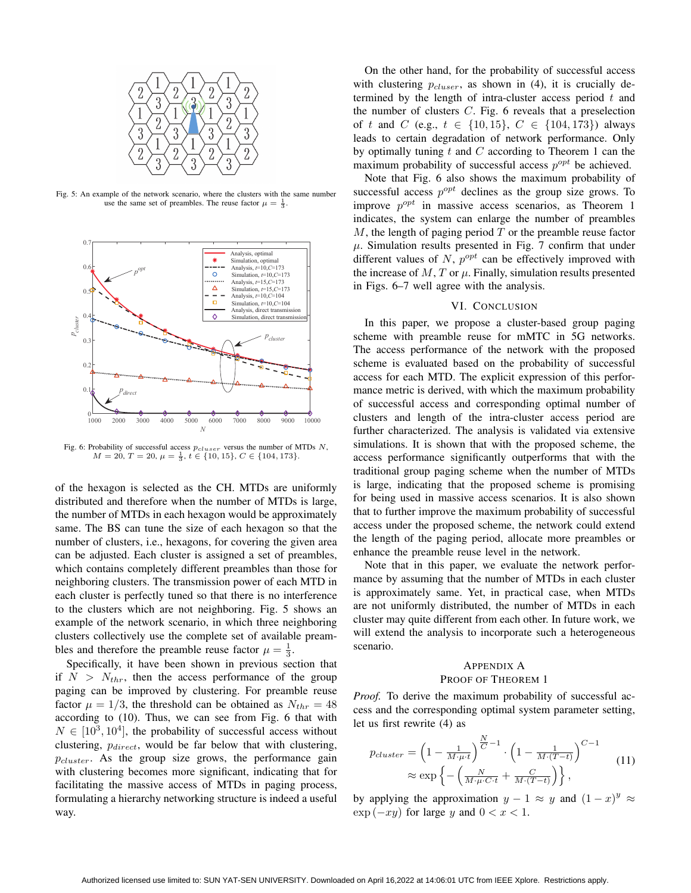Fig. 5: An example of the network scenario, where the clusters with the same number use the same set of preambles. The reuse factor $\mu = \frac{1}{3}$.

Fig. 6: Probability of successful access $p_{cluser}$ versus the number of MTDs $N$, $M = 20$, $T = 20$, $\mu = \frac{1}{3}$, $t \in \{10, 15\}$, $C \in \{104, 173\}$.

of the hexagon is selected as the CH. MTDs are uniformly distributed and therefore when the number of MTDs is large, the number of MTDs in each hexagon would be approximately same. The BS can tune the size of each hexagon so that the number of clusters, i.e., hexagons, for covering the given area can be adjusted. Each cluster is assigned a set of preambles, which contains completely different preambles than those for neighboring clusters. The transmission power of each MTD in each cluster is perfectly tuned so that there is no interference to the clusters which are not neighboring. Fig. 5 shows an example of the network scenario, in which three neighboring clusters collectively use the complete set of available preambles and therefore the preamble reuse factor $\mu = \frac{1}{3}$.

Specifically, it have been shown in previous section that if $N > N_{thr}$, then the access performance of the group paging can be improved by clustering. For preamble reuse factor $\mu = 1/3$, the threshold can be obtained as $N_{thr} = 48$ according to (10). Thus, we can see from Fig. 6 that with $N \in [10^3, 10^4]$, the probability of successful access without clustering, $p_{direct}$, would be far below that with clustering, $p_{cluster}$. As the group size grows, the performance gain with clustering becomes more significant, indicating that for facilitating the massive access of MTDs in paging process, formulating a hierarchy networking structure is indeed a useful way.

On the other hand, for the probability of successful access with clustering $p_{cluser}$, as shown in (4), it is crucially determined by the length of intra-cluster access period $t$ and the number of clusters $C$. Fig. 6 reveals that a preselection of $t$ and $C$ (e.g., $t \in \{10, 15\}$, $C \in \{104, 173\}$) always leads to certain degradation of network performance. Only by optimally tuning $t$ and $C$ according to Theorem 1 can the maximum probability of successful access $p^{opt}$ be achieved.

Note that Fig. 6 also shows the maximum probability of successful access $p^{opt}$ declines as the group size grows. To improve $p^{opt}$ in massive access scenarios, as Theorem 1 indicates, the system can enlarge the number of preambles $M$, the length of paging period $T$ or the preamble reuse factor $\mu$. Simulation results presented in Fig. 7 confirm that under different values of $N$, $p^{opt}$ can be effectively improved with the increase of $M$, $T$ or $\mu$. Finally, simulation results presented in Figs. 6–7 well agree with the analysis.

## VI. Conclusion

In this paper, we propose a cluster-based group paging scheme with preamble reuse for mMTC in 5G networks. The access performance of the network with the proposed scheme is evaluated based on the probability of successful access for each MTD. The explicit expression of this performance metric is derived, with which the maximum probability of successful access and corresponding optimal number of clusters and length of the intra-cluster access period are further characterized. The analysis is validated via extensive simulations. It is shown that with the proposed scheme, the access performance significantly outperforms that with the traditional group paging scheme when the number of MTDs is large, indicating that the proposed scheme is promising for being used in massive access scenarios. It is also shown that to further improve the maximum probability of successful access under the proposed scheme, the network could extend the length of the paging period, allocate more preambles or enhance the preamble reuse level in the network.

Note that in this paper, we evaluate the network performance by assuming that the number of MTDs in each cluster is approximately same. Yet, in practical case, when MTDs are not uniformly distributed, the number of MTDs in each cluster may quite different from each other. In future work, we will extend the analysis to incorporate such a heterogeneous scenario.

## Appendix A
## Proof of Theorem 1

*Proof.* To derive the maximum probability of successful access and the corresponding optimal system parameter setting, let us first rewrite (4) as

$$p_{cluster} = \left(1 - \frac{1}{M \cdot \mu \cdot t}\right)^{\frac{N}{C}-1} \cdot \left(1 - \frac{1}{M \cdot (T-t)}\right)^{C-1} \approx \exp\left\{-\left(\frac{N}{M \cdot \mu \cdot C \cdot t} + \frac{C}{M \cdot (T-t)}\right)\right\}, \tag{11}$$

by applying the approximation $y - 1 \approx y$ and $(1-x)^y \approx \exp(-xy)$ for large $y$ and $0 < x < 1$.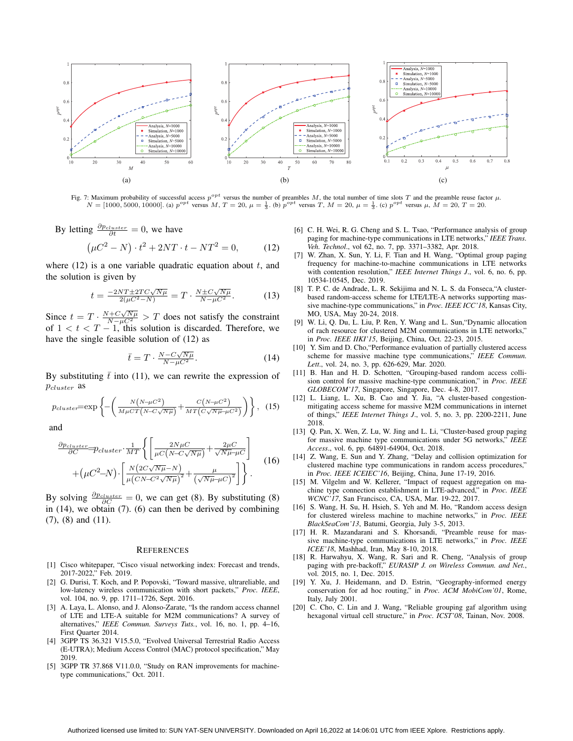1

0.8

0.6

$p^{opt}$

0.4

0.2

0

10 20 30 40 50 60

$M$

Analysis, $N$=1000
Simulation, $N$=1000
Analysis, $N$=5000
Simulation, $N$=5000
Analysis, $N$=10000
Simulation, $N$=10000

(a)

1

0.8

0.6

$p^{opt}$

0.4

0.2

0

10 20 30 40 50 60 70 80

$T$

Analysis, $N$=1000
Simulation, $N$=1000
Analysis, $N$=5000
Simulation, $N$=5000
Analysis, $N$=10000
Simulation, $N$=10000

(b)

1

0.8

0.6

$p^{opt}$

0.4

0.2

0

0.1 0.2 0.3 0.4 0.5 0.6 0.7 0.8

$\mu$

Analysis, $N$=1000
Simulation, $N$=1000
Analysis, $N$=5000
Simulation, $N$=5000
Analysis, $N$=10000
Simulation, $N$=10000

(c)

Fig. 7: Maximum probability of successful access $p^{opt}$ versus the number of preambles $M$, the total number of time slots $T$ and the preamble reuse factor $\mu$. $N = [1000, 5000, 10000]$. (a) $p^{opt}$ versus $M$, $T = 20$, $\mu = \frac{1}{3}$. (b) $p^{opt}$ versus $T$, $M = 20$, $\mu = \frac{1}{3}$. (c) $p^{opt}$ versus $\mu$, $M = 20$, $T = 20$.

By letting $\frac{\partial p_{cluster}}{\partial t} = 0$, we have

$$\left(\mu C^2 - N\right) \cdot t^2 + 2NT \cdot t - NT^2 = 0, \tag{12}$$

where (12) is a one variable quadratic equation about $t$, and the solution is given by

$$t = \frac{-2NT \pm 2TC\sqrt{N\mu}}{2(\mu C^2 - N)} = T \cdot \frac{N \pm C\sqrt{N\mu}}{N - \mu C^2}. \tag{13}$$

Since $t = T \cdot \frac{N + C\sqrt{N\mu}}{N - \mu C^2} > T$ does not satisfy the constraint of $1 < t < T - 1$, this solution is discarded. Therefore, we have the single feasible solution of (12) as

$$\bar{t} = T \cdot \frac{N - C\sqrt{N\mu}}{N - \mu C^2}. \tag{14}$$

By substituting $\bar{t}$ into (11), we can rewrite the expression of $p_{cluster}$ as

$$p_{cluster} = \exp\left\{-\left(\frac{N\left(N - \mu C^2\right)}{M\mu CT\left(N - C\sqrt{N\mu}\right)} + \frac{C\left(N - \mu C^2\right)}{MT\left(C\sqrt{N\mu} - \mu C^2\right)}\right)\right\}, \tag{15}$$

and

$$\begin{aligned} \frac{\partial p_{cluster}}{\partial C} = p_{cluster} \cdot \frac{1}{MT} & \left\{\left[\frac{2N\mu C}{\mu C\left(N - C\sqrt{N\mu}\right)} + \frac{2\mu C}{\sqrt{N\mu} - \mu C}\right]\right. \\ & \left. + \left(\mu C^2 - N\right) \cdot \left[\frac{N\left(2C\sqrt{N\mu} - N\right)}{\mu\left(CN - C^2\sqrt{N\mu}\right)^2} + \frac{\mu}{\left(\sqrt{N\mu} - \mu C\right)^2}\right]\right\}. \end{aligned} \tag{16}$$

By solving $\frac{\partial p_{cluster}}{\partial C} = 0$, we can get (8). By substituting (8) in (14), we obtain (7). (6) can then be derived by combining (7), (8) and (11).

## References

[1] Cisco whitepaper, "Cisco visual networking index: Forecast and trends, 2017-2022," Feb. 2019.

[2] G. Durisi, T. Koch, and P. Popovski, "Toward massive, ultrareliable, and low-latency wireless communication with short packets," *Proc. IEEE*, vol. 104, no. 9, pp. 1711–1726, Sept. 2016.

[3] A. Laya, L. Alonso, and J. Alonso-Zarate, "Is the random access channel of LTE and LTE-A suitable for M2M communications? A survey of alternatives," *IEEE Commun. Surveys Tuts.*, vol. 16, no. 1, pp. 4–16, First Quarter 2014.

[4] 3GPP TS 36.321 V15.5.0, "Evolved Universal Terrestrial Radio Access (E-UTRA); Medium Access Control (MAC) protocol specification," May 2019.

[5] 3GPP TR 37.868 V11.0.0, "Study on RAN improvements for machine-type communications," Oct. 2011.

[6] C. H. Wei, R. G. Cheng and S. L. Tsao, "Performance analysis of group paging for machine-type communications in LTE networks," *IEEE Trans. Veh. Technol.*, vol 62, no. 7, pp. 3371–3382, Apr. 2018.

[7] W. Zhan, X. Sun, Y. Li, F. Tian and H. Wang, "Optimal group paging frequency for machine-to-machine communications in LTE networks with contention resolution," *IEEE Internet Things J.*, vol. 6, no. 6, pp. 10534-10545, Dec. 2019.

[8] T. P. C. de Andrade, L. R. Sekijima and N. L. S. da Fonseca,"A cluster-based random-access scheme for LTE/LTE-A networks supporting massive machine-type communications," in *Proc. IEEE ICC'18*, Kansas City, MO, USA, May 20-24, 2018.

[9] W. Li, Q. Du, L. Liu, P. Ren, Y. Wang and L. Sun,"Dynamic allocation of rach resource for clustered M2M communications in LTE networks," in *Proc. IEEE IIKI'15*, Beijing, China, Oct. 22-23, 2015.

[10] Y. Sim and D. Cho,"Performance evaluation of partially clustered access scheme for massive machine type communications," *IEEE Commun. Lett.*, vol. 24, no. 3, pp. 626-629, Mar. 2020.

[11] B. Han and H. D. Schotten, "Grouping-based random access collision control for massive machine-type communication," in *Proc. IEEE GLOBECOM'17*, Singapore, Singapore, Dec. 4-8, 2017.

[12] L. Liang, L. Xu, B. Cao and Y. Jia, "A cluster-based congestion-mitigating access scheme for massive M2M communications in internet of things," *IEEE Internet Things J.*, vol. 5, no. 3, pp. 2200-2211, June 2018.

[13] Q. Pan, X. Wen, Z. Lu, W. Jing and L. Li, "Cluster-based group paging for massive machine type communications under 5G networks," *IEEE Access.*, vol. 6, pp. 64891-64904, Oct. 2018.

[14] Z. Wang, H. Sun and Y. Zhang, "Delay and collision optimization for clustered machine type communications in random access procedures," in *Proc. IEEE ICEIEC'16*, Beijing, China, June 17-19, 2016.

[15] M. Vilgelm and W. Kellerer, "Impact of request aggregation on machine type connection establishment in LTE-advanced," in *Proc. IEEE WCNC'17*, San Francisco, CA, USA, Mar. 19-22, 2017.

[16] S. Wang, H. Su, H. Hsieh, S. Yeh and M. Ho, "Random access design for clustered wireless machine to machine networks," in *Proc. IEEE BlackSeaCom'13*, Batumi, Georgia, July 3-5, 2013.

[17] H. R. Mazandarani and S. Khorsandi, "Preamble reuse for massive machine-type communications in LTE networks," in *Proc. IEEE ICEE'18*, Mashhad, Iran, May 8-10, 2018.

[18] R. Harwahyu, X. Wang, R. Sari and R. Cheng, "Analysis of group paging with pre-backoff," *EURASIP J. on Wireless Commun. and Net.*, vol. 2015, no. 1, Dec. 2015.

[19] Y. Xu, J. Heidemann, and D. Estrin, "Geography-informed energy conservation for ad hoc routing," in *Proc. ACM MobiCom'01*, Rome, Italy, July 2001.

[20] C. Cho, C. Lin and J. Wang, "Reliable grouping gaf algorithm using hexagonal virtual cell structure," in *Proc. ICST'08*, Tainan, Nov. 2008.